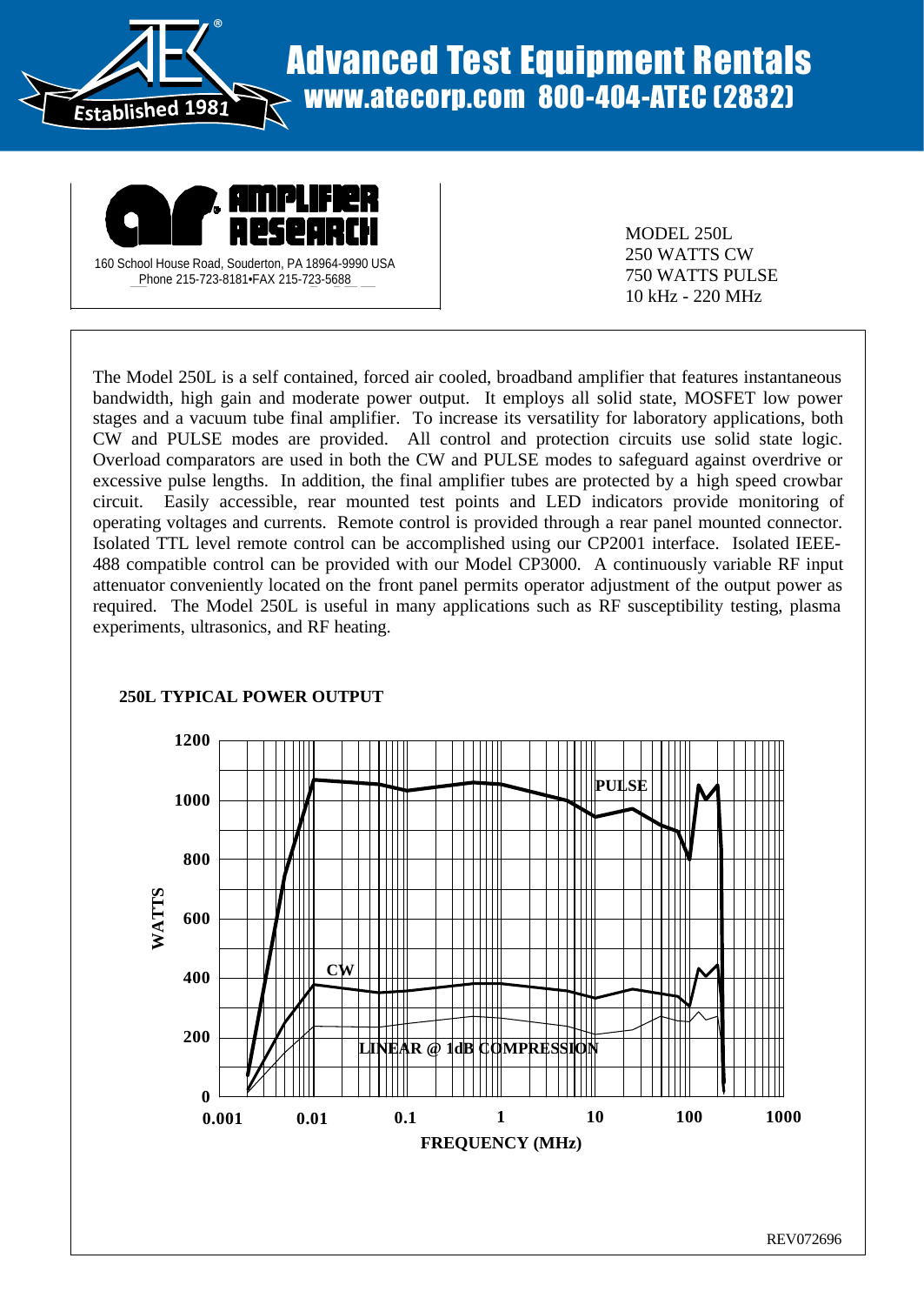# Advanced Test Equipment Rentals

**www.atecorp.com 800-404-ATEC (2832)**

Established 1981

**AMPLIFIER RESEARCH**

160 School House Road, Souderton, PA 18964-9990 USA
Phone 215-723-8181•FAX 215-723-5688

MODEL 250L
250 WATTS CW
750 WATTS PULSE
10 kHz - 220 MHz

The Model 250L is a self contained, forced air cooled, broadband amplifier that features instantaneous bandwidth, high gain and moderate power output. It employs all solid state, MOSFET low power stages and a vacuum tube final amplifier. To increase its versatility for laboratory applications, both CW and PULSE modes are provided. All control and protection circuits use solid state logic. Overload comparators are used in both the CW and PULSE modes to safeguard against overdrive or excessive pulse lengths. In addition, the final amplifier tubes are protected by a high speed crowbar circuit. Easily accessible, rear mounted test points and LED indicators provide monitoring of operating voltages and currents. Remote control is provided through a rear panel mounted connector. Isolated TTL level remote control can be accomplished using our CP2001 interface. Isolated IEEE-488 compatible control can be provided with our Model CP3000. A continuously variable RF input attenuator conveniently located on the front panel permits operator adjustment of the output power as required. The Model 250L is useful in many applications such as RF susceptibility testing, plasma experiments, ultrasonics, and RF heating.

**250L TYPICAL POWER OUTPUT**

[Graph: WATTS (0–1200) vs. FREQUENCY (MHz) (0.001–1000), curves labeled PULSE, CW, and LINEAR @ 1dB COMPRESSION]

REV072696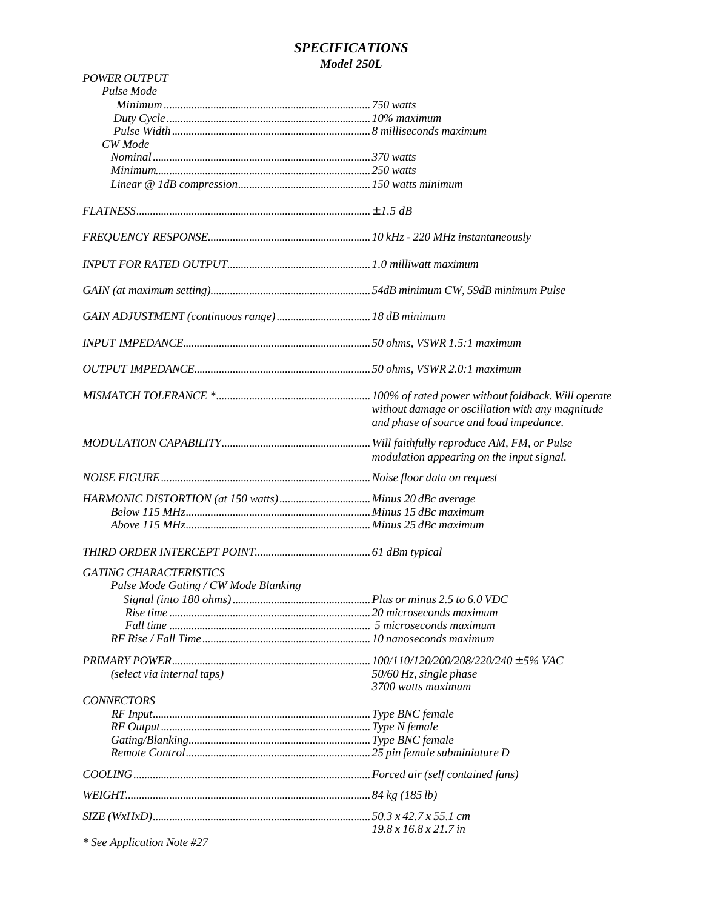# *SPECIFICATIONS*
## *Model 250L*

| | |
|---|---|
| *POWER OUTPUT* | |
| *Pulse Mode* | |
| *Minimum* | *750 watts* |
| *Duty Cycle* | *10% maximum* |
| *Pulse Width* | *8 milliseconds maximum* |
| *CW Mode* | |
| *Nominal* | *370 watts* |
| *Minimum* | *250 watts* |
| *Linear @ 1dB compression* | *150 watts minimum* |
| *FLATNESS* | *± 1.5 dB* |
| *FREQUENCY RESPONSE* | *10 kHz - 220 MHz instantaneously* |
| *INPUT FOR RATED OUTPUT* | *1.0 milliwatt maximum* |
| *GAIN (at maximum setting)* | *54dB minimum CW, 59dB minimum Pulse* |
| *GAIN ADJUSTMENT (continuous range)* | *18 dB minimum* |
| *INPUT IMPEDANCE* | *50 ohms, VSWR 1.5:1 maximum* |
| *OUTPUT IMPEDANCE* | *50 ohms, VSWR 2.0:1 maximum* |
| *MISMATCH TOLERANCE ** | *100% of rated power without foldback. Will operate without damage or oscillation with any magnitude and phase of source and load impedance.* |
| *MODULATION CAPABILITY* | *Will faithfully reproduce AM, FM, or Pulse modulation appearing on the input signal.* |
| *NOISE FIGURE* | *Noise floor data on request* |
| *HARMONIC DISTORTION (at 150 watts)* | *Minus 20 dBc average* |
| *Below 115 MHz* | *Minus 15 dBc maximum* |
| *Above 115 MHz* | *Minus 25 dBc maximum* |
| *THIRD ORDER INTERCEPT POINT* | *61 dBm typical* |
| *GATING CHARACTERISTICS* | |
| *Pulse Mode Gating / CW Mode Blanking* | |
| *Signal (into 180 ohms)* | *Plus or minus 2.5 to 6.0 VDC* |
| *Rise time* | *20 microseconds maximum* |
| *Fall time* | *5 microseconds maximum* |
| *RF Rise / Fall Time* | *10 nanoseconds maximum* |
| *PRIMARY POWER* | *100/110/120/200/208/220/240 ± 5% VAC* |
| *(select via internal taps)* | *50/60 Hz, single phase* |
| | *3700 watts maximum* |
| *CONNECTORS* | |
| *RF Input* | *Type BNC female* |
| *RF Output* | *Type N female* |
| *Gating/Blanking* | *Type BNC female* |
| *Remote Control* | *25 pin female subminiature D* |
| *COOLING* | *Forced air (self contained fans)* |
| *WEIGHT* | *84 kg (185 lb)* |
| *SIZE (WxHxD)* | *50.3 x 42.7 x 55.1 cm* |
| | *19.8 x 16.8 x 21.7 in* |

*\* See Application Note #27*